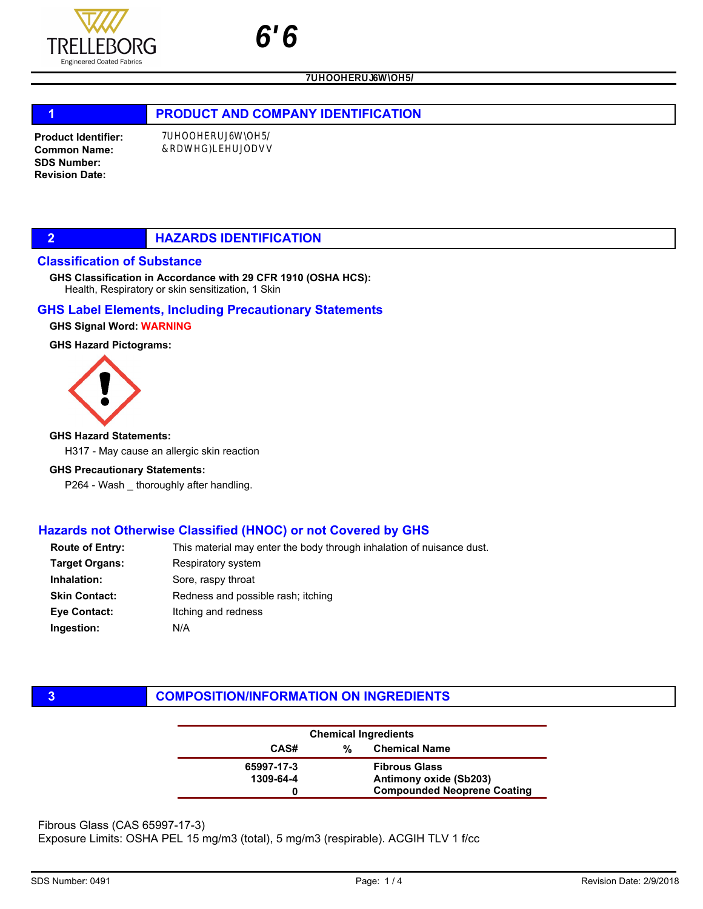# SDS

7UHOOHERUJ6W\OH5/

## 1 PRODUCT AND COMPANY IDENTIFICATION

**Product Identifier:** 7UHOOHERUJ6W\OH5/
**Common Name:** &RDWHG)LEHUJODVV
**SDS Number:**
**Revision Date:**

## 2 HAZARDS IDENTIFICATION

### Classification of Substance

**GHS Classification in Accordance with 29 CFR 1910 (OSHA HCS):**
Health, Respiratory or skin sensitization, 1 Skin

### GHS Label Elements, Including Precautionary Statements

**GHS Signal Word:** WARNING

**GHS Hazard Pictograms:**

**GHS Hazard Statements:**

H317 - May cause an allergic skin reaction

**GHS Precautionary Statements:**

P264 - Wash _ thoroughly after handling.

### Hazards not Otherwise Classified (HNOC) or not Covered by GHS

| | |
|---|---|
| **Route of Entry:** | This material may enter the body through inhalation of nuisance dust. |
| **Target Organs:** | Respiratory system |
| **Inhalation:** | Sore, raspy throat |
| **Skin Contact:** | Redness and possible rash; itching |
| **Eye Contact:** | Itching and redness |
| **Ingestion:** | N/A |

## 3 COMPOSITION/INFORMATION ON INGREDIENTS

| Chemical Ingredients | | |
|---|---|---|
| **CAS#** | **%** | **Chemical Name** |
| 65997-17-3 | | Fibrous Glass |
| 1309-64-4 | | Antimony oxide (Sb203) |
| 0 | | Compounded Neoprene Coating |

Fibrous Glass (CAS 65997-17-3)
Exposure Limits: OSHA PEL 15 mg/m3 (total), 5 mg/m3 (respirable). ACGIH TLV 1 f/cc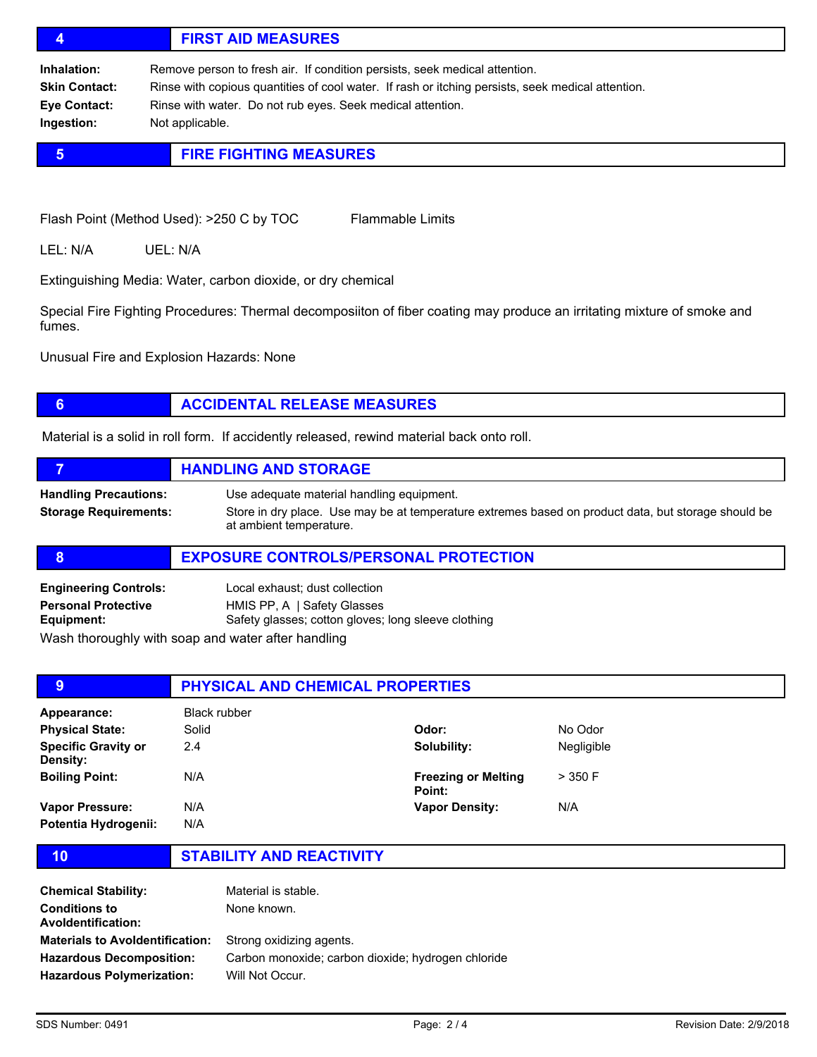## 4 FIRST AID MEASURES

**Inhalation:** Remove person to fresh air. If condition persists, seek medical attention.

**Skin Contact:** Rinse with copious quantities of cool water. If rash or itching persists, seek medical attention.

**Eye Contact:** Rinse with water. Do not rub eyes. Seek medical attention.

**Ingestion:** Not applicable.

## 5 FIRE FIGHTING MEASURES

Flash Point (Method Used): >250 C by TOC    Flammable Limits

LEL: N/A    UEL: N/A

Extinguishing Media: Water, carbon dioxide, or dry chemical

Special Fire Fighting Procedures: Thermal decomposiiton of fiber coating may produce an irritating mixture of smoke and fumes.

Unusual Fire and Explosion Hazards: None

## 6 ACCIDENTAL RELEASE MEASURES

Material is a solid in roll form. If accidently released, rewind material back onto roll.

## 7 HANDLING AND STORAGE

**Handling Precautions:** Use adequate material handling equipment.

**Storage Requirements:** Store in dry place. Use may be at temperature extremes based on product data, but storage should be at ambient temperature.

## 8 EXPOSURE CONTROLS/PERSONAL PROTECTION

**Engineering Controls:** Local exhaust; dust collection

**Personal Protective Equipment:** HMIS PP, A | Safety Glasses
Safety glasses; cotton gloves; long sleeve clothing

Wash thoroughly with soap and water after handling

## 9 PHYSICAL AND CHEMICAL PROPERTIES

| | | | |
|---|---|---|---|
| **Appearance:** | Black rubber | | |
| **Physical State:** | Solid | **Odor:** | No Odor |
| **Specific Gravity or Density:** | 2.4 | **Solubility:** | Negligible |
| **Boiling Point:** | N/A | **Freezing or Melting Point:** | > 350 F |
| **Vapor Pressure:** | N/A | **Vapor Density:** | N/A |
| **Potentia Hydrogenii:** | N/A | | |

## 10 STABILITY AND REACTIVITY

**Chemical Stability:** Material is stable.

**Conditions to AvoIdentification:** None known.

**Materials to AvoIdentification:** Strong oxidizing agents.

**Hazardous Decomposition:** Carbon monoxide; carbon dioxide; hydrogen chloride

**Hazardous Polymerization:** Will Not Occur.

SDS Number: 0491    Revision Date: 2/9/2018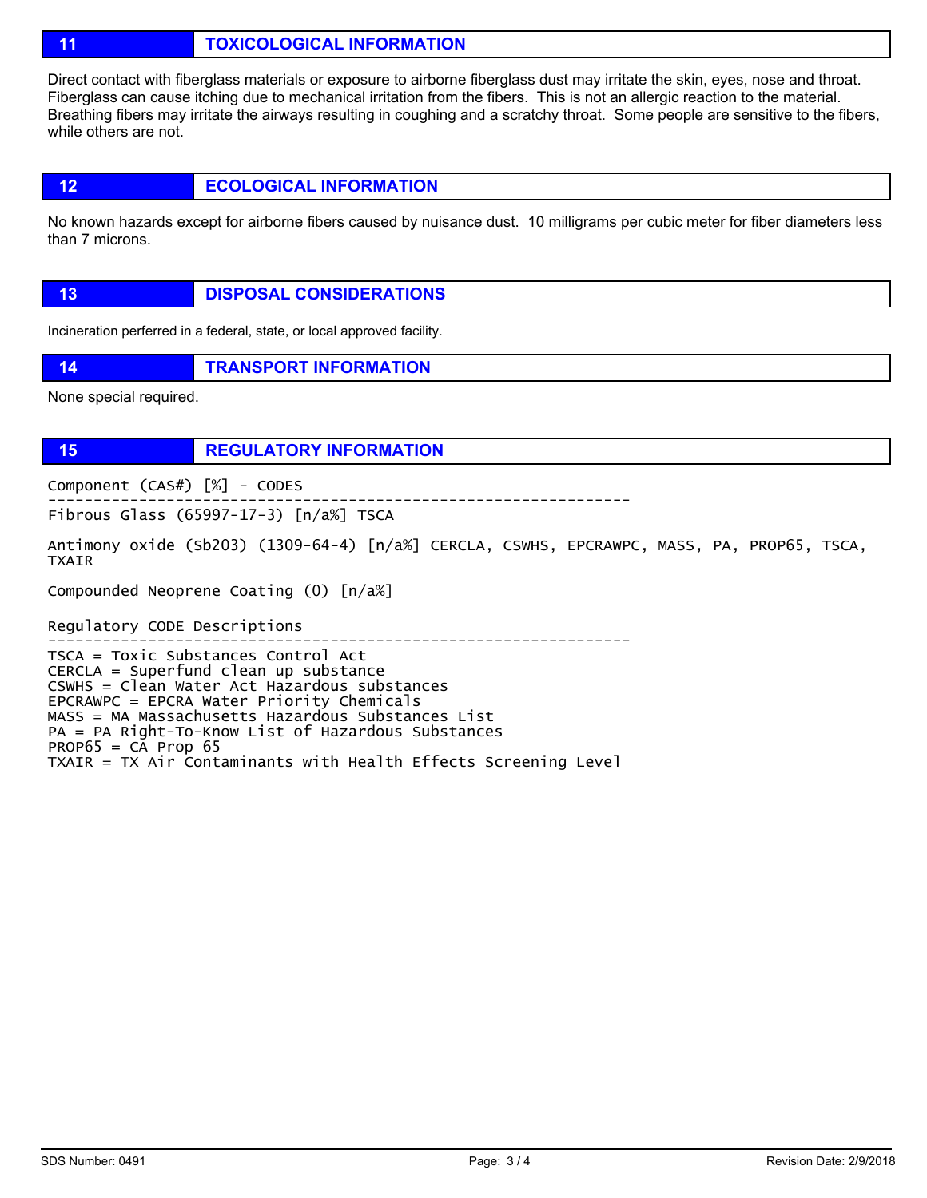## 11 TOXICOLOGICAL INFORMATION

Direct contact with fiberglass materials or exposure to airborne fiberglass dust may irritate the skin, eyes, nose and throat. Fiberglass can cause itching due to mechanical irritation from the fibers. This is not an allergic reaction to the material. Breathing fibers may irritate the airways resulting in coughing and a scratchy throat. Some people are sensitive to the fibers, while others are not.

## 12 ECOLOGICAL INFORMATION

No known hazards except for airborne fibers caused by nuisance dust. 10 milligrams per cubic meter for fiber diameters less than 7 microns.

## 13 DISPOSAL CONSIDERATIONS

Incineration perferred in a federal, state, or local approved facility.

## 14 TRANSPORT INFORMATION

None special required.

## 15 REGULATORY INFORMATION

```
Component (CAS#) [%] - CODES
----------------------------------------------------------------
Fibrous Glass (65997-17-3) [n/a%] TSCA

Antimony oxide (Sb2O3) (1309-64-4) [n/a%] CERCLA, CSWHS, EPCRAWPC, MASS, PA, PROP65, TSCA, TXAIR

Compounded Neoprene Coating (0) [n/a%]

Regulatory CODE Descriptions
----------------------------------------------------------------
TSCA = Toxic Substances Control Act
CERCLA = Superfund clean up substance
CSWHS = Clean Water Act Hazardous substances
EPCRAWPC = EPCRA Water Priority Chemicals
MASS = MA Massachusetts Hazardous Substances List
PA = PA Right-To-Know List of Hazardous Substances
PROP65 = CA Prop 65
TXAIR = TX Air Contaminants with Health Effects Screening Level
```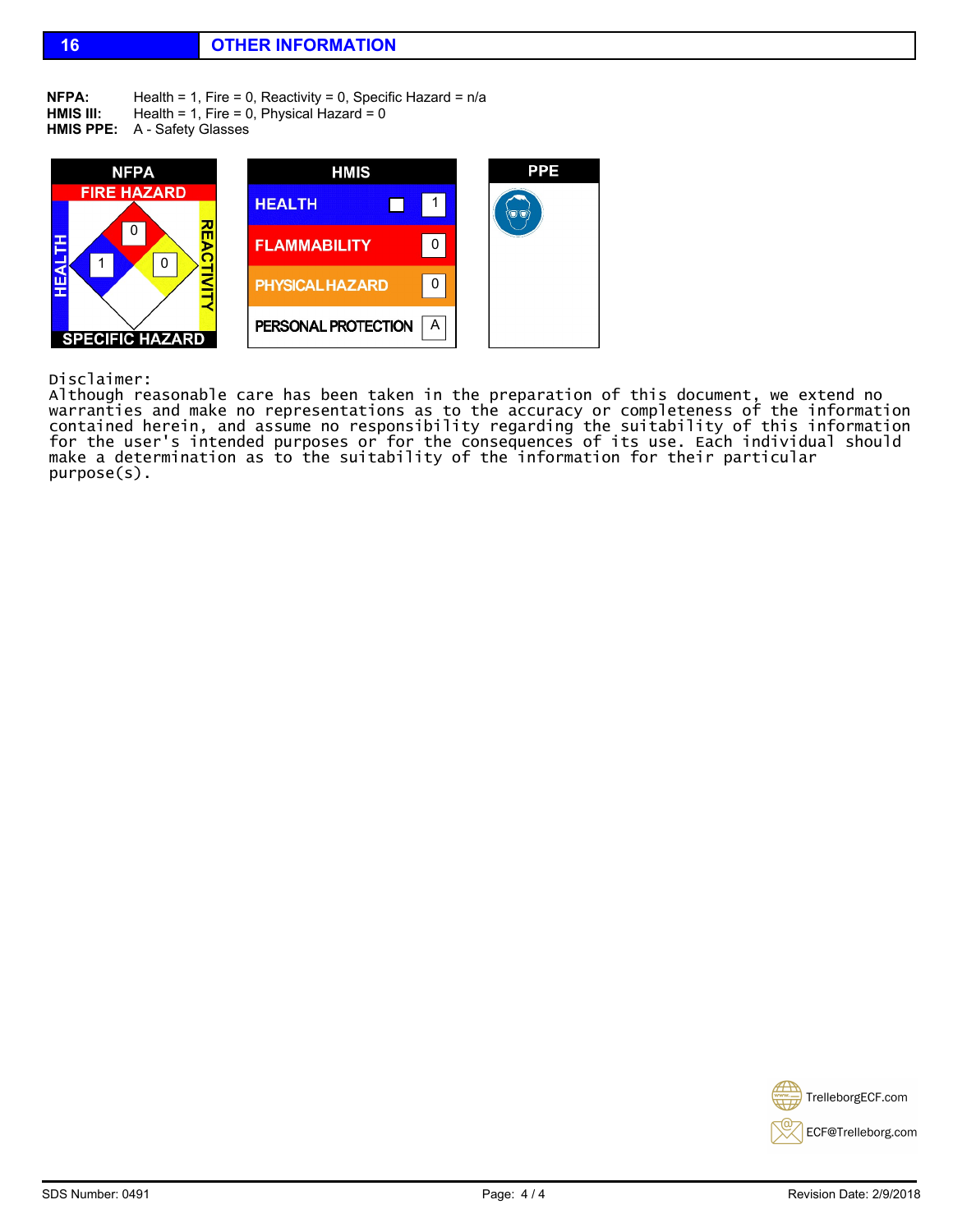## 16 OTHER INFORMATION

**NFPA:** Health = 1, Fire = 0, Reactivity = 0, Specific Hazard = n/a
**HMIS III:** Health = 1, Fire = 0, Physical Hazard = 0
**HMIS PPE:** A - Safety Glasses

NFPA

FIRE HAZARD: 0
HEALTH: 1
REACTIVITY: 0
SPECIFIC HAZARD

HMIS

| HMIS | |
|---|---|
| HEALTH | 1 |
| FLAMMABILITY | 0 |
| PHYSICAL HAZARD | 0 |
| PERSONAL PROTECTION | A |

PPE

Disclaimer:
Although reasonable care has been taken in the preparation of this document, we extend no warranties and make no representations as to the accuracy or completeness of the information contained herein, and assume no responsibility regarding the suitability of this information for the user's intended purposes or for the consequences of its use. Each individual should make a determination as to the suitability of the information for their particular purpose(s).

TrelleborgECF.com

ECF@Trelleborg.com

SDS Number: 0491 Revision Date: 2/9/2018